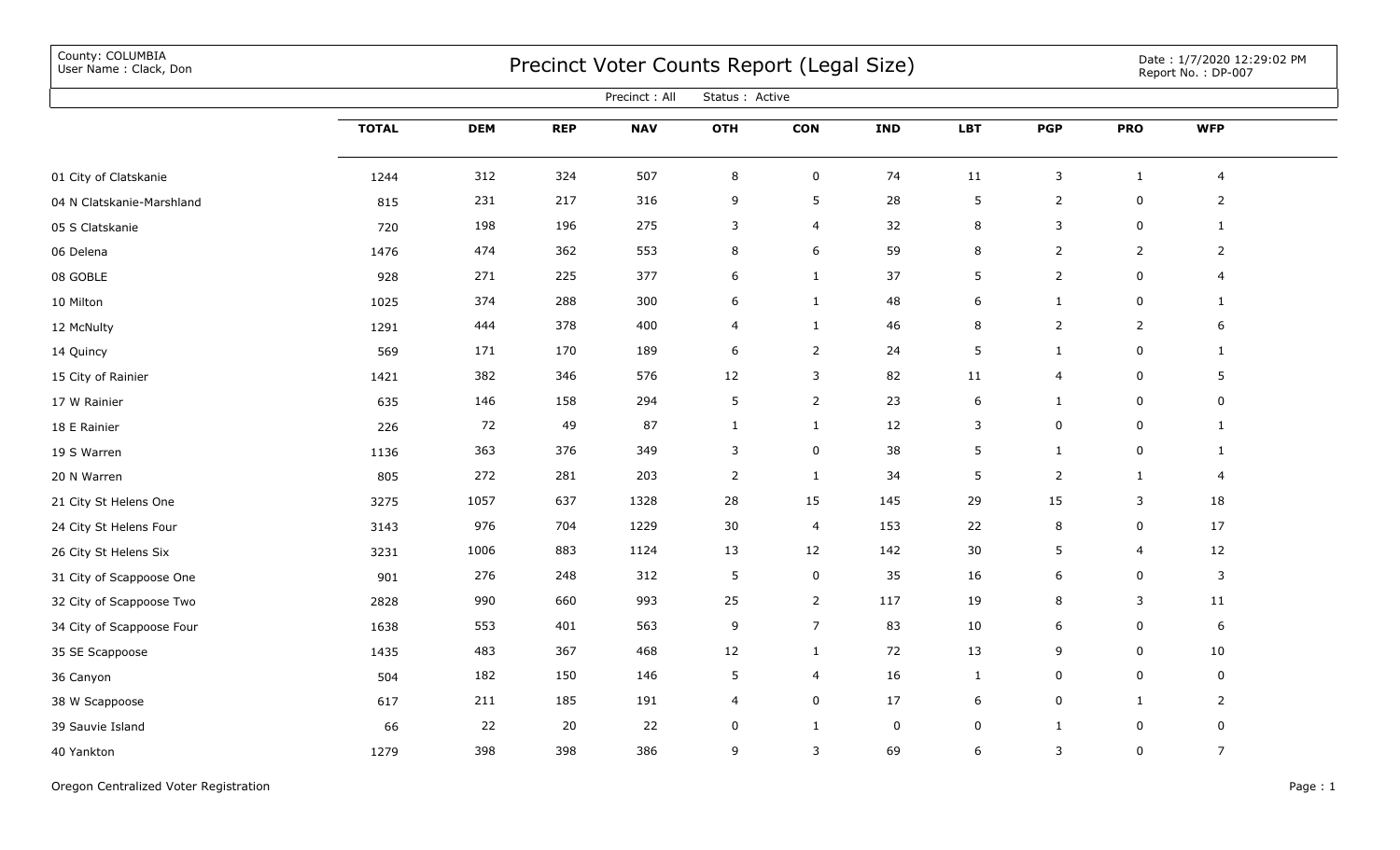County: COLUMBIA
User Name : Clack, Don

# Precinct Voter Counts Report (Legal Size)

Date : 1/7/2020 12:29:02 PM
Report No. : DP-007

Precinct : All Status : Active

| | TOTAL | DEM | REP | NAV | OTH | CON | IND | LBT | PGP | PRO | WFP |
|---|---|---|---|---|---|---|---|---|---|---|---|
| 01 City of Clatskanie | 1244 | 312 | 324 | 507 | 8 | 0 | 74 | 11 | 3 | 1 | 4 |
| 04 N Clatskanie-Marshland | 815 | 231 | 217 | 316 | 9 | 5 | 28 | 5 | 2 | 0 | 2 |
| 05 S Clatskanie | 720 | 198 | 196 | 275 | 3 | 4 | 32 | 8 | 3 | 0 | 1 |
| 06 Delena | 1476 | 474 | 362 | 553 | 8 | 6 | 59 | 8 | 2 | 2 | 2 |
| 08 GOBLE | 928 | 271 | 225 | 377 | 6 | 1 | 37 | 5 | 2 | 0 | 4 |
| 10 Milton | 1025 | 374 | 288 | 300 | 6 | 1 | 48 | 6 | 1 | 0 | 1 |
| 12 McNulty | 1291 | 444 | 378 | 400 | 4 | 1 | 46 | 8 | 2 | 2 | 6 |
| 14 Quincy | 569 | 171 | 170 | 189 | 6 | 2 | 24 | 5 | 1 | 0 | 1 |
| 15 City of Rainier | 1421 | 382 | 346 | 576 | 12 | 3 | 82 | 11 | 4 | 0 | 5 |
| 17 W Rainier | 635 | 146 | 158 | 294 | 5 | 2 | 23 | 6 | 1 | 0 | 0 |
| 18 E Rainier | 226 | 72 | 49 | 87 | 1 | 1 | 12 | 3 | 0 | 0 | 1 |
| 19 S Warren | 1136 | 363 | 376 | 349 | 3 | 0 | 38 | 5 | 1 | 0 | 1 |
| 20 N Warren | 805 | 272 | 281 | 203 | 2 | 1 | 34 | 5 | 2 | 1 | 4 |
| 21 City St Helens One | 3275 | 1057 | 637 | 1328 | 28 | 15 | 145 | 29 | 15 | 3 | 18 |
| 24 City St Helens Four | 3143 | 976 | 704 | 1229 | 30 | 4 | 153 | 22 | 8 | 0 | 17 |
| 26 City St Helens Six | 3231 | 1006 | 883 | 1124 | 13 | 12 | 142 | 30 | 5 | 4 | 12 |
| 31 City of Scappoose One | 901 | 276 | 248 | 312 | 5 | 0 | 35 | 16 | 6 | 0 | 3 |
| 32 City of Scappoose Two | 2828 | 990 | 660 | 993 | 25 | 2 | 117 | 19 | 8 | 3 | 11 |
| 34 City of Scappoose Four | 1638 | 553 | 401 | 563 | 9 | 7 | 83 | 10 | 6 | 0 | 6 |
| 35 SE Scappoose | 1435 | 483 | 367 | 468 | 12 | 1 | 72 | 13 | 9 | 0 | 10 |
| 36 Canyon | 504 | 182 | 150 | 146 | 5 | 4 | 16 | 1 | 0 | 0 | 0 |
| 38 W Scappoose | 617 | 211 | 185 | 191 | 4 | 0 | 17 | 6 | 0 | 1 | 2 |
| 39 Sauvie Island | 66 | 22 | 20 | 22 | 0 | 1 | 0 | 0 | 1 | 0 | 0 |
| 40 Yankton | 1279 | 398 | 398 | 386 | 9 | 3 | 69 | 6 | 3 | 0 | 7 |

Oregon Centralized Voter Registration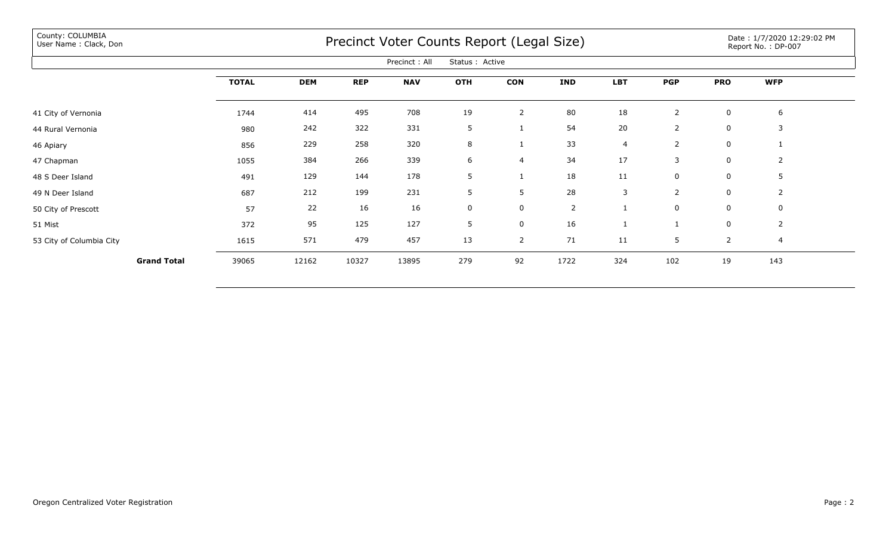County: COLUMBIA
User Name : Clack, Don

# Precinct Voter Counts Report (Legal Size)

Date : 1/7/2020 12:29:02 PM
Report No. : DP-007

Precinct : All    Status : Active

| | TOTAL | DEM | REP | NAV | OTH | CON | IND | LBT | PGP | PRO | WFP |
|---|---|---|---|---|---|---|---|---|---|---|---|
| 41 City of Vernonia | 1744 | 414 | 495 | 708 | 19 | 2 | 80 | 18 | 2 | 0 | 6 |
| 44 Rural Vernonia | 980 | 242 | 322 | 331 | 5 | 1 | 54 | 20 | 2 | 0 | 3 |
| 46 Apiary | 856 | 229 | 258 | 320 | 8 | 1 | 33 | 4 | 2 | 0 | 1 |
| 47 Chapman | 1055 | 384 | 266 | 339 | 6 | 4 | 34 | 17 | 3 | 0 | 2 |
| 48 S Deer Island | 491 | 129 | 144 | 178 | 5 | 1 | 18 | 11 | 0 | 0 | 5 |
| 49 N Deer Island | 687 | 212 | 199 | 231 | 5 | 5 | 28 | 3 | 2 | 0 | 2 |
| 50 City of Prescott | 57 | 22 | 16 | 16 | 0 | 0 | 2 | 1 | 0 | 0 | 0 |
| 51 Mist | 372 | 95 | 125 | 127 | 5 | 0 | 16 | 1 | 1 | 0 | 2 |
| 53 City of Columbia City | 1615 | 571 | 479 | 457 | 13 | 2 | 71 | 11 | 5 | 2 | 4 |
| **Grand Total** | 39065 | 12162 | 10327 | 13895 | 279 | 92 | 1722 | 324 | 102 | 19 | 143 |

Oregon Centralized Voter Registration